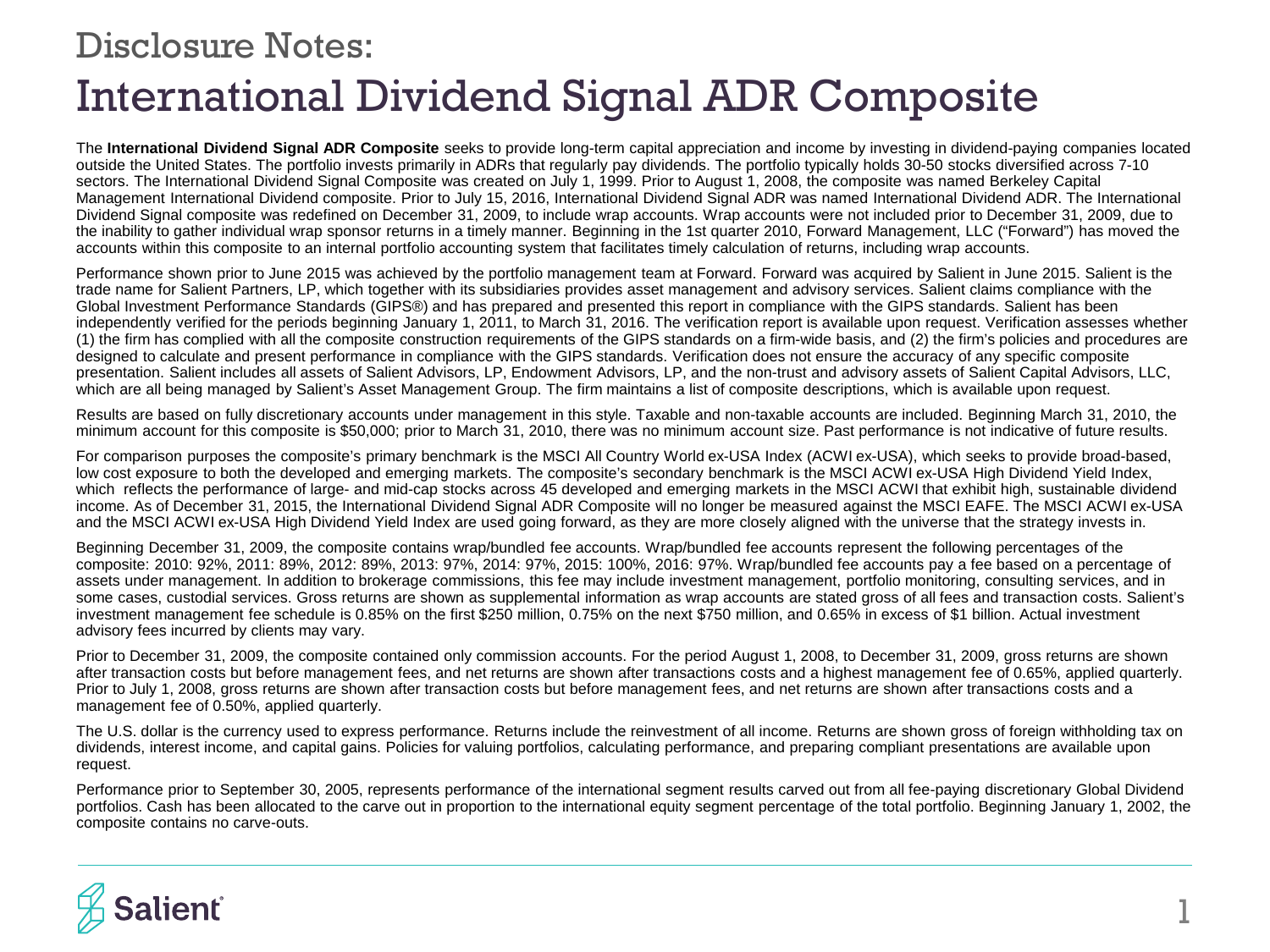# Disclosure Notes:
# International Dividend Signal ADR Composite

The **International Dividend Signal ADR Composite** seeks to provide long-term capital appreciation and income by investing in dividend-paying companies located outside the United States. The portfolio invests primarily in ADRs that regularly pay dividends. The portfolio typically holds 30-50 stocks diversified across 7-10 sectors. The International Dividend Signal Composite was created on July 1, 1999. Prior to August 1, 2008, the composite was named Berkeley Capital Management International Dividend composite. Prior to July 15, 2016, International Dividend Signal ADR was named International Dividend ADR. The International Dividend Signal composite was redefined on December 31, 2009, to include wrap accounts. Wrap accounts were not included prior to December 31, 2009, due to the inability to gather individual wrap sponsor returns in a timely manner. Beginning in the 1st quarter 2010, Forward Management, LLC ("Forward") has moved the accounts within this composite to an internal portfolio accounting system that facilitates timely calculation of returns, including wrap accounts.

Performance shown prior to June 2015 was achieved by the portfolio management team at Forward. Forward was acquired by Salient in June 2015. Salient is the trade name for Salient Partners, LP, which together with its subsidiaries provides asset management and advisory services. Salient claims compliance with the Global Investment Performance Standards (GIPS®) and has prepared and presented this report in compliance with the GIPS standards. Salient has been independently verified for the periods beginning January 1, 2011, to March 31, 2016. The verification report is available upon request. Verification assesses whether (1) the firm has complied with all the composite construction requirements of the GIPS standards on a firm-wide basis, and (2) the firm's policies and procedures are designed to calculate and present performance in compliance with the GIPS standards. Verification does not ensure the accuracy of any specific composite presentation. Salient includes all assets of Salient Advisors, LP, Endowment Advisors, LP, and the non-trust and advisory assets of Salient Capital Advisors, LLC, which are all being managed by Salient's Asset Management Group. The firm maintains a list of composite descriptions, which is available upon request.

Results are based on fully discretionary accounts under management in this style. Taxable and non-taxable accounts are included. Beginning March 31, 2010, the minimum account for this composite is $50,000; prior to March 31, 2010, there was no minimum account size. Past performance is not indicative of future results.

For comparison purposes the composite's primary benchmark is the MSCI All Country World ex-USA Index (ACWI ex-USA), which seeks to provide broad-based, low cost exposure to both the developed and emerging markets. The composite's secondary benchmark is the MSCI ACWI ex-USA High Dividend Yield Index, which reflects the performance of large- and mid-cap stocks across 45 developed and emerging markets in the MSCI ACWI that exhibit high, sustainable dividend income. As of December 31, 2015, the International Dividend Signal ADR Composite will no longer be measured against the MSCI EAFE. The MSCI ACWI ex-USA and the MSCI ACWI ex-USA High Dividend Yield Index are used going forward, as they are more closely aligned with the universe that the strategy invests in.

Beginning December 31, 2009, the composite contains wrap/bundled fee accounts. Wrap/bundled fee accounts represent the following percentages of the composite: 2010: 92%, 2011: 89%, 2012: 89%, 2013: 97%, 2014: 97%, 2015: 100%, 2016: 97%. Wrap/bundled fee accounts pay a fee based on a percentage of assets under management. In addition to brokerage commissions, this fee may include investment management, portfolio monitoring, consulting services, and in some cases, custodial services. Gross returns are shown as supplemental information as wrap accounts are stated gross of all fees and transaction costs. Salient's investment management fee schedule is 0.85% on the first $250 million, 0.75% on the next $750 million, and 0.65% in excess of $1 billion. Actual investment advisory fees incurred by clients may vary.

Prior to December 31, 2009, the composite contained only commission accounts. For the period August 1, 2008, to December 31, 2009, gross returns are shown after transaction costs but before management fees, and net returns are shown after transactions costs and a highest management fee of 0.65%, applied quarterly. Prior to July 1, 2008, gross returns are shown after transaction costs but before management fees, and net returns are shown after transactions costs and a management fee of 0.50%, applied quarterly.

The U.S. dollar is the currency used to express performance. Returns include the reinvestment of all income. Returns are shown gross of foreign withholding tax on dividends, interest income, and capital gains. Policies for valuing portfolios, calculating performance, and preparing compliant presentations are available upon request.

Performance prior to September 30, 2005, represents performance of the international segment results carved out from all fee-paying discretionary Global Dividend portfolios. Cash has been allocated to the carve out in proportion to the international equity segment percentage of the total portfolio. Beginning January 1, 2002, the composite contains no carve-outs.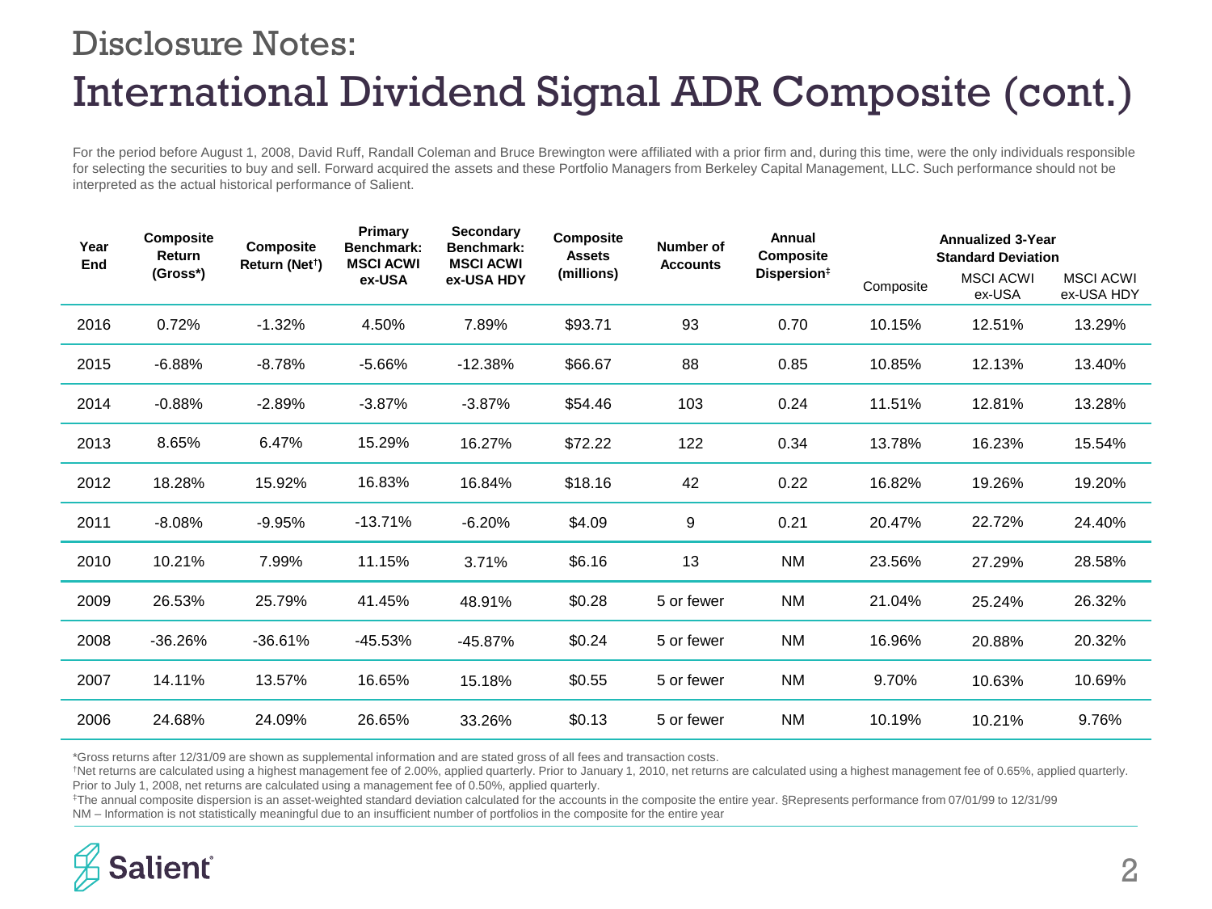# Disclosure Notes:

## International Dividend Signal ADR Composite (cont.)

For the period before August 1, 2008, David Ruff, Randall Coleman and Bruce Brewington were affiliated with a prior firm and, during this time, were the only individuals responsible for selecting the securities to buy and sell. Forward acquired the assets and these Portfolio Managers from Berkeley Capital Management, LLC. Such performance should not be interpreted as the actual historical performance of Salient.

| Year End | Composite Return (Gross*) | Composite Return (Net†) | Primary Benchmark: MSCI ACWI ex-USA | Secondary Benchmark: MSCI ACWI ex-USA HDY | Composite Assets (millions) | Number of Accounts | Annual Composite Dispersion‡ | Annualized 3-Year Standard Deviation | | |
|---|---|---|---|---|---|---|---|---|---|---|
| | | | | | | | | Composite | MSCI ACWI ex-USA | MSCI ACWI ex-USA HDY |
| 2016 | 0.72% | -1.32% | 4.50% | 7.89% | $93.71 | 93 | 0.70 | 10.15% | 12.51% | 13.29% |
| 2015 | -6.88% | -8.78% | -5.66% | -12.38% | $66.67 | 88 | 0.85 | 10.85% | 12.13% | 13.40% |
| 2014 | -0.88% | -2.89% | -3.87% | -3.87% | $54.46 | 103 | 0.24 | 11.51% | 12.81% | 13.28% |
| 2013 | 8.65% | 6.47% | 15.29% | 16.27% | $72.22 | 122 | 0.34 | 13.78% | 16.23% | 15.54% |
| 2012 | 18.28% | 15.92% | 16.83% | 16.84% | $18.16 | 42 | 0.22 | 16.82% | 19.26% | 19.20% |
| 2011 | -8.08% | -9.95% | -13.71% | -6.20% | $4.09 | 9 | 0.21 | 20.47% | 22.72% | 24.40% |
| 2010 | 10.21% | 7.99% | 11.15% | 3.71% | $6.16 | 13 | NM | 23.56% | 27.29% | 28.58% |
| 2009 | 26.53% | 25.79% | 41.45% | 48.91% | $0.28 | 5 or fewer | NM | 21.04% | 25.24% | 26.32% |
| 2008 | -36.26% | -36.61% | -45.53% | -45.87% | $0.24 | 5 or fewer | NM | 16.96% | 20.88% | 20.32% |
| 2007 | 14.11% | 13.57% | 16.65% | 15.18% | $0.55 | 5 or fewer | NM | 9.70% | 10.63% | 10.69% |
| 2006 | 24.68% | 24.09% | 26.65% | 33.26% | $0.13 | 5 or fewer | NM | 10.19% | 10.21% | 9.76% |

*Gross returns after 12/31/09 are shown as supplemental information and are stated gross of all fees and transaction costs.
†Net returns are calculated using a highest management fee of 2.00%, applied quarterly. Prior to January 1, 2010, net returns are calculated using a highest management fee of 0.65%, applied quarterly. Prior to July 1, 2008, net returns are calculated using a management fee of 0.50%, applied quarterly.
‡The annual composite dispersion is an asset-weighted standard deviation calculated for the accounts in the composite the entire year. §Represents performance from 07/01/99 to 12/31/99
NM – Information is not statistically meaningful due to an insufficient number of portfolios in the composite for the entire year

Salient